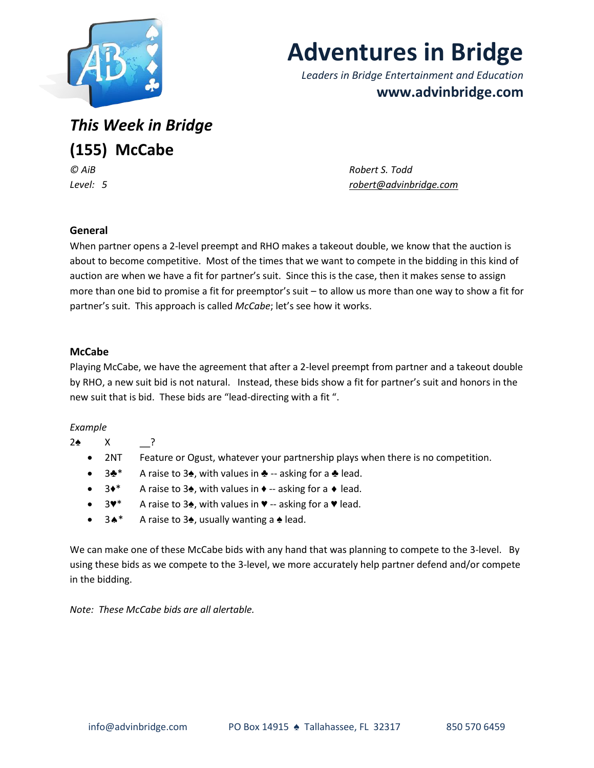# Adventures in Bridge

*Leaders in Bridge Entertainment and Education*

**www.advinbridge.com**

## *This Week in Bridge*

## (155) McCabe

*© AiB* — *Robert S. Todd*

*Level: 5* — *robert@advinbridge.com*

### General

When partner opens a 2-level preempt and RHO makes a takeout double, we know that the auction is about to become competitive. Most of the times that we want to compete in the bidding in this kind of auction are when we have a fit for partner's suit. Since this is the case, then it makes sense to assign more than one bid to promise a fit for preemptor's suit – to allow us more than one way to show a fit for partner's suit. This approach is called *McCabe*; let's see how it works.

### McCabe

Playing McCabe, we have the agreement that after a 2-level preempt from partner and a takeout double by RHO, a new suit bid is not natural. Instead, these bids show a fit for partner's suit and honors in the new suit that is bid. These bids are "lead-directing with a fit ".

*Example*

2♠ X __?

- 2NT Feature or Ogust, whatever your partnership plays when there is no competition.
- 3♣* A raise to 3♠, with values in ♣ -- asking for a ♣ lead.
- 3♦* A raise to 3♠, with values in ♦ -- asking for a ♦ lead.
- 3♥* A raise to 3♠, with values in ♥ -- asking for a ♥ lead.
- 3♠* A raise to 3♠, usually wanting a ♠ lead.

We can make one of these McCabe bids with any hand that was planning to compete to the 3-level. By using these bids as we compete to the 3-level, we more accurately help partner defend and/or compete in the bidding.

*Note: These McCabe bids are all alertable.*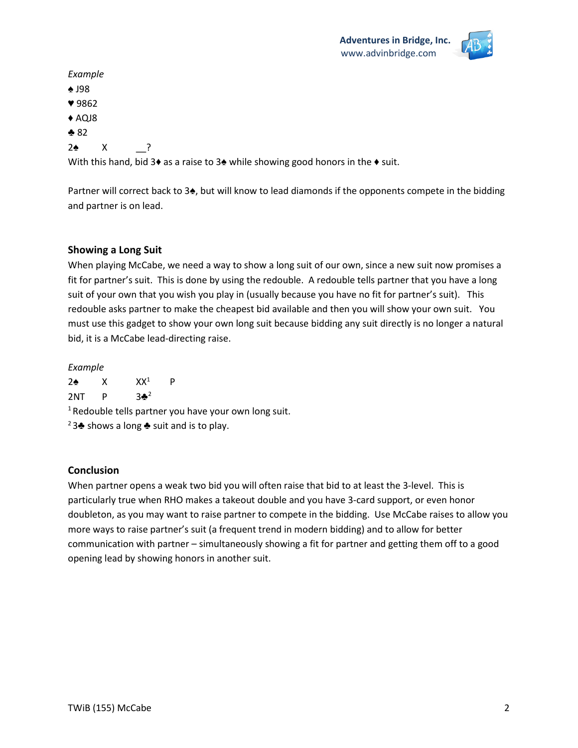*Example*

♠ J98
♥ 9862
♦ AQJ8
♣ 82

2♠ X __?

With this hand, bid 3♦ as a raise to 3♠ while showing good honors in the ♦ suit.

Partner will correct back to 3♠, but will know to lead diamonds if the opponents compete in the bidding and partner is on lead.

### Showing a Long Suit

When playing McCabe, we need a way to show a long suit of our own, since a new suit now promises a fit for partner's suit. This is done by using the redouble. A redouble tells partner that you have a long suit of your own that you wish you play in (usually because you have no fit for partner's suit). This redouble asks partner to make the cheapest bid available and then you will show your own suit. You must use this gadget to show your own long suit because bidding any suit directly is no longer a natural bid, it is a McCabe lead-directing raise.

*Example*

| | | | |
|---|---|---|---|
| 2♠ | X | XX[1] | P |
| 2NT | P | 3♣[2] | |

[1] Redouble tells partner you have your own long suit.
[2] 3♣ shows a long ♣ suit and is to play.

### Conclusion

When partner opens a weak two bid you will often raise that bid to at least the 3-level. This is particularly true when RHO makes a takeout double and you have 3-card support, or even honor doubleton, as you may want to raise partner to compete in the bidding. Use McCabe raises to allow you more ways to raise partner's suit (a frequent trend in modern bidding) and to allow for better communication with partner – simultaneously showing a fit for partner and getting them off to a good opening lead by showing honors in another suit.